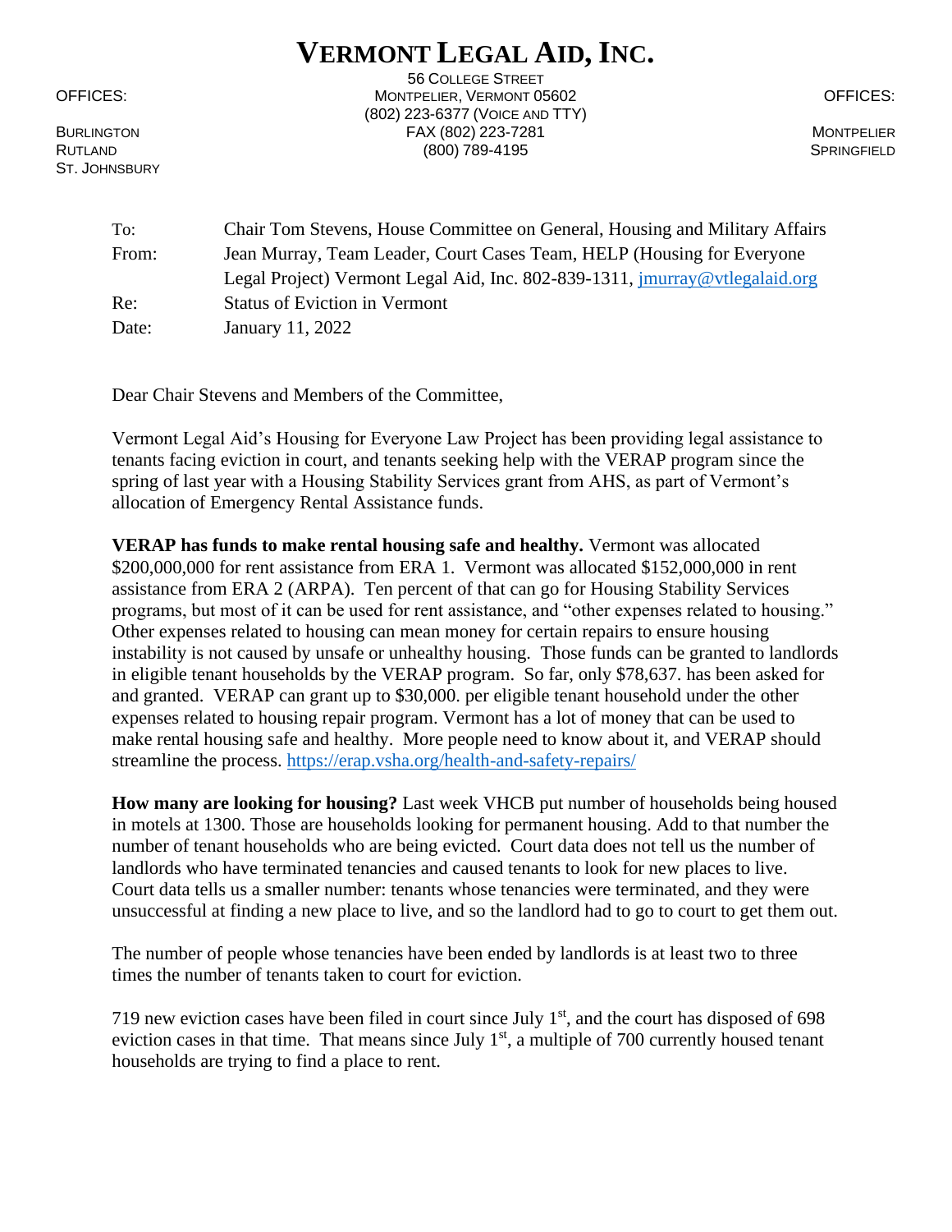# VERMONT LEGAL AID, INC.

56 COLLEGE STREET
MONTPELIER, VERMONT 05602
(802) 223-6377 (VOICE AND TTY)
FAX (802) 223-7281
(800) 789-4195

OFFICES:
BURLINGTON
RUTLAND
ST. JOHNSBURY

OFFICES:
MONTPELIER
SPRINGFIELD

| | |
|---|---|
| To: | Chair Tom Stevens, House Committee on General, Housing and Military Affairs |
| From: | Jean Murray, Team Leader, Court Cases Team, HELP (Housing for Everyone Legal Project) Vermont Legal Aid, Inc. 802-839-1311, jmurray@vtlegalaid.org |
| Re: | Status of Eviction in Vermont |
| Date: | January 11, 2022 |

Dear Chair Stevens and Members of the Committee,

Vermont Legal Aid's Housing for Everyone Law Project has been providing legal assistance to tenants facing eviction in court, and tenants seeking help with the VERAP program since the spring of last year with a Housing Stability Services grant from AHS, as part of Vermont's allocation of Emergency Rental Assistance funds.

**VERAP has funds to make rental housing safe and healthy.** Vermont was allocated $200,000,000 for rent assistance from ERA 1. Vermont was allocated $152,000,000 in rent assistance from ERA 2 (ARPA). Ten percent of that can go for Housing Stability Services programs, but most of it can be used for rent assistance, and "other expenses related to housing." Other expenses related to housing can mean money for certain repairs to ensure housing instability is not caused by unsafe or unhealthy housing. Those funds can be granted to landlords in eligible tenant households by the VERAP program. So far, only $78,637. has been asked for and granted. VERAP can grant up to $30,000. per eligible tenant household under the other expenses related to housing repair program. Vermont has a lot of money that can be used to make rental housing safe and healthy. More people need to know about it, and VERAP should streamline the process. https://erap.vsha.org/health-and-safety-repairs/

**How many are looking for housing?** Last week VHCB put number of households being housed in motels at 1300. Those are households looking for permanent housing. Add to that number the number of tenant households who are being evicted. Court data does not tell us the number of landlords who have terminated tenancies and caused tenants to look for new places to live. Court data tells us a smaller number: tenants whose tenancies were terminated, and they were unsuccessful at finding a new place to live, and so the landlord had to go to court to get them out.

The number of people whose tenancies have been ended by landlords is at least two to three times the number of tenants taken to court for eviction.

719 new eviction cases have been filed in court since July 1st, and the court has disposed of 698 eviction cases in that time. That means since July 1st, a multiple of 700 currently housed tenant households are trying to find a place to rent.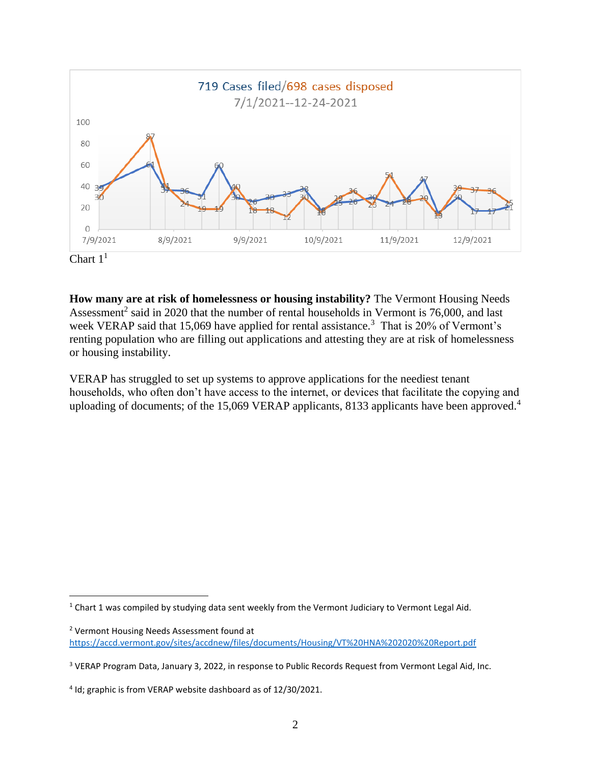719 Cases filed/698 cases disposed
7/1/2021--12-24-2021

Chart 1[1]

**How many are at risk of homelessness or housing instability?** The Vermont Housing Needs Assessment[2] said in 2020 that the number of rental households in Vermont is 76,000, and last week VERAP said that 15,069 have applied for rental assistance.[3] That is 20% of Vermont's renting population who are filling out applications and attesting they are at risk of homelessness or housing instability.

VERAP has struggled to set up systems to approve applications for the neediest tenant households, who often don't have access to the internet, or devices that facilitate the copying and uploading of documents; of the 15,069 VERAP applicants, 8133 applicants have been approved.[4]

---

[1] Chart 1 was compiled by studying data sent weekly from the Vermont Judiciary to Vermont Legal Aid.

[2] Vermont Housing Needs Assessment found at https://accd.vermont.gov/sites/accdnew/files/documents/Housing/VT%20HNA%202020%20Report.pdf

[3] VERAP Program Data, January 3, 2022, in response to Public Records Request from Vermont Legal Aid, Inc.

[4] Id; graphic is from VERAP website dashboard as of 12/30/2021.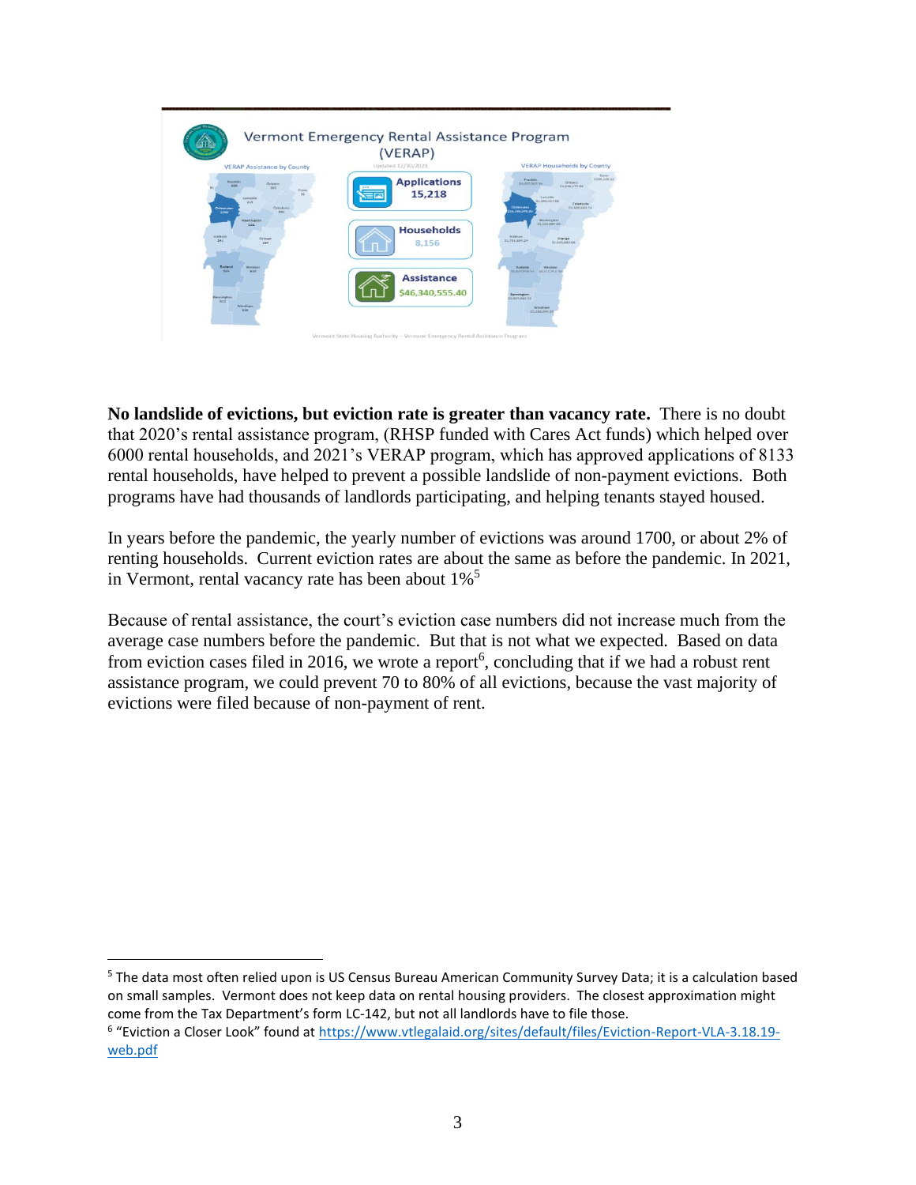Vermont Emergency Rental Assistance Program (VERAP)

Updated 12/31/2021

VERAP Assistance by County

Applications 15,218

Households 8,156

Assistance $46,340,555.40

VERAP Households by County

Vermont State Housing Authority – Vermont Emergency Rental Assistance Program

**No landslide of evictions, but eviction rate is greater than vacancy rate.** There is no doubt that 2020's rental assistance program, (RHSP funded with Cares Act funds) which helped over 6000 rental households, and 2021's VERAP program, which has approved applications of 8133 rental households, have helped to prevent a possible landslide of non-payment evictions. Both programs have had thousands of landlords participating, and helping tenants stayed housed.

In years before the pandemic, the yearly number of evictions was around 1700, or about 2% of renting households. Current eviction rates are about the same as before the pandemic. In 2021, in Vermont, rental vacancy rate has been about 1%[5]

Because of rental assistance, the court's eviction case numbers did not increase much from the average case numbers before the pandemic. But that is not what we expected. Based on data from eviction cases filed in 2016, we wrote a report[6], concluding that if we had a robust rent assistance program, we could prevent 70 to 80% of all evictions, because the vast majority of evictions were filed because of non-payment of rent.

---

[5] The data most often relied upon is US Census Bureau American Community Survey Data; it is a calculation based on small samples. Vermont does not keep data on rental housing providers. The closest approximation might come from the Tax Department's form LC-142, but not all landlords have to file those.

[6] "Eviction a Closer Look" found at https://www.vtlegalaid.org/sites/default/files/Eviction-Report-VLA-3.18.19-web.pdf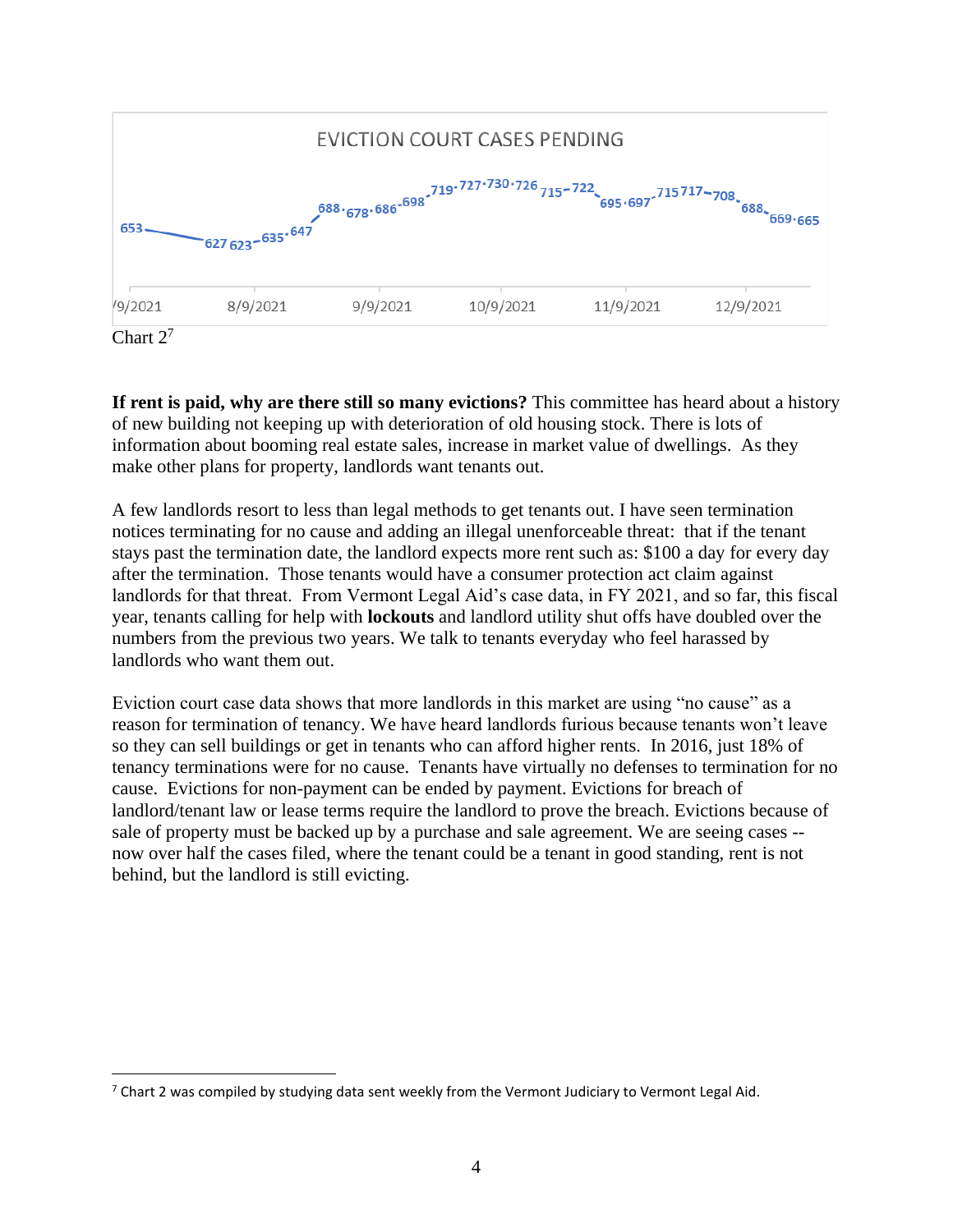EVICTION COURT CASES PENDING

| Date | Cases Pending |
|---|---|
| /9/2021 | 653 |
| | 627 |
| 8/9/2021 | 623 |
| | 635 |
| | 647 |
| | 688 |
| | 678 |
| 9/9/2021 | 686 |
| | 698 |
| | 719 |
| | 727 |
| | 730 |
| 10/9/2021 | 726 |
| | 715 |
| | 722 |
| | 695 |
| 11/9/2021 | 697 |
| | 715 |
| | 717 |
| | 708 |
| | 688 |
| 12/9/2021 | 669 |
| | 665 |

Chart 2[7]

**If rent is paid, why are there still so many evictions?** This committee has heard about a history of new building not keeping up with deterioration of old housing stock. There is lots of information about booming real estate sales, increase in market value of dwellings. As they make other plans for property, landlords want tenants out.

A few landlords resort to less than legal methods to get tenants out. I have seen termination notices terminating for no cause and adding an illegal unenforceable threat: that if the tenant stays past the termination date, the landlord expects more rent such as: $100 a day for every day after the termination. Those tenants would have a consumer protection act claim against landlords for that threat. From Vermont Legal Aid's case data, in FY 2021, and so far, this fiscal year, tenants calling for help with **lockouts** and landlord utility shut offs have doubled over the numbers from the previous two years. We talk to tenants everyday who feel harassed by landlords who want them out.

Eviction court case data shows that more landlords in this market are using "no cause" as a reason for termination of tenancy. We have heard landlords furious because tenants won't leave so they can sell buildings or get in tenants who can afford higher rents. In 2016, just 18% of tenancy terminations were for no cause. Tenants have virtually no defenses to termination for no cause. Evictions for non-payment can be ended by payment. Evictions for breach of landlord/tenant law or lease terms require the landlord to prove the breach. Evictions because of sale of property must be backed up by a purchase and sale agreement. We are seeing cases -- now over half the cases filed, where the tenant could be a tenant in good standing, rent is not behind, but the landlord is still evicting.

---

[7] Chart 2 was compiled by studying data sent weekly from the Vermont Judiciary to Vermont Legal Aid.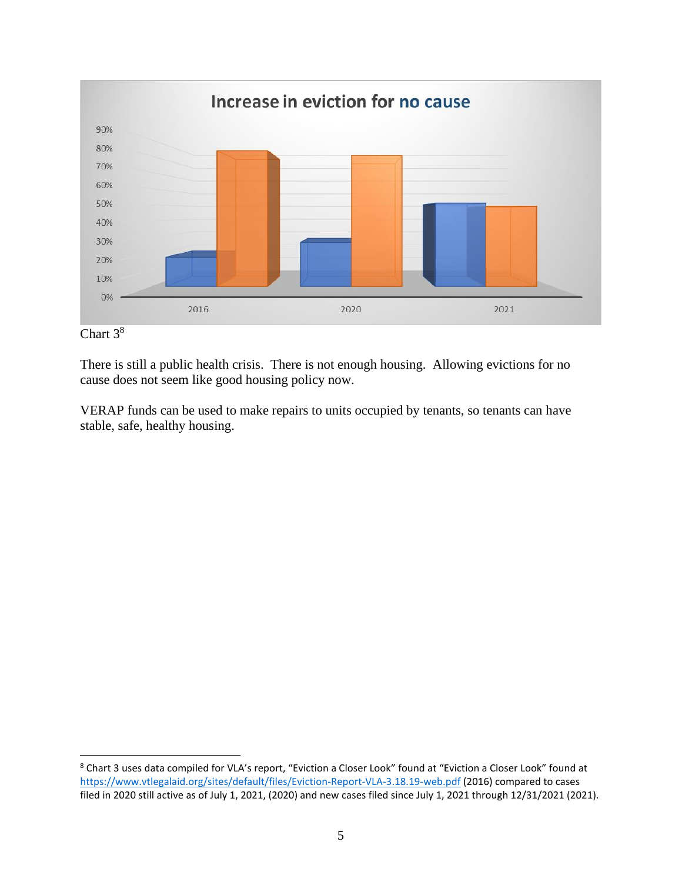Increase in eviction for no cause

90%
80%
70%
60%
50%
40%
30%
20%
10%
0%

2016
2020
2021

Chart 3[8]

There is still a public health crisis. There is not enough housing. Allowing evictions for no cause does not seem like good housing policy now.

VERAP funds can be used to make repairs to units occupied by tenants, so tenants can have stable, safe, healthy housing.

[8] Chart 3 uses data compiled for VLA's report, "Eviction a Closer Look" found at "Eviction a Closer Look" found at https://www.vtlegalaid.org/sites/default/files/Eviction-Report-VLA-3.18.19-web.pdf (2016) compared to cases filed in 2020 still active as of July 1, 2021, (2020) and new cases filed since July 1, 2021 through 12/31/2021 (2021).